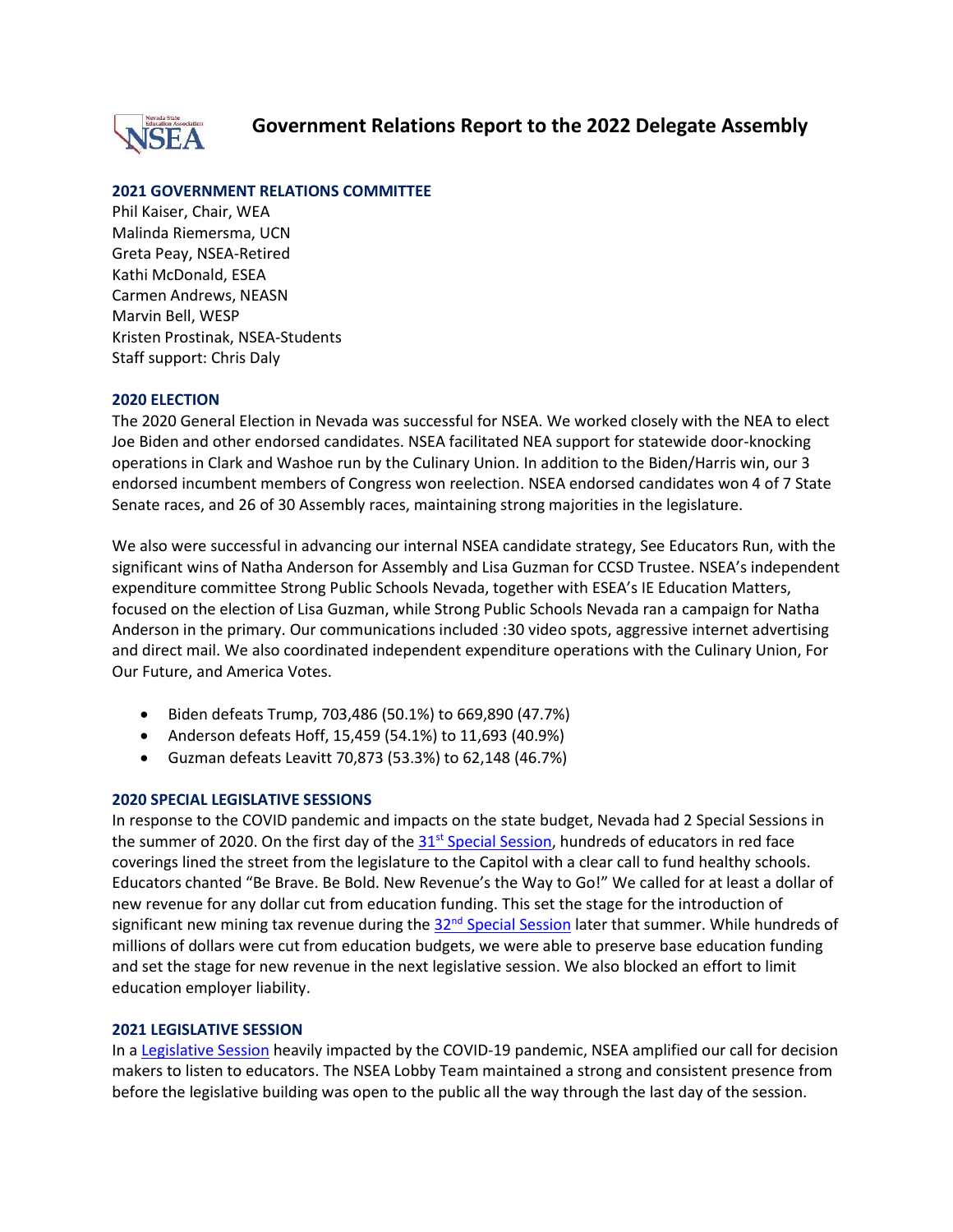# Government Relations Report to the 2022 Delegate Assembly

## 2021 GOVERNMENT RELATIONS COMMITTEE

Phil Kaiser, Chair, WEA
Malinda Riemersma, UCN
Greta Peay, NSEA-Retired
Kathi McDonald, ESEA
Carmen Andrews, NEASN
Marvin Bell, WESP
Kristen Prostinak, NSEA-Students
Staff support: Chris Daly

## 2020 ELECTION

The 2020 General Election in Nevada was successful for NSEA. We worked closely with the NEA to elect Joe Biden and other endorsed candidates. NSEA facilitated NEA support for statewide door-knocking operations in Clark and Washoe run by the Culinary Union. In addition to the Biden/Harris win, our 3 endorsed incumbent members of Congress won reelection. NSEA endorsed candidates won 4 of 7 State Senate races, and 26 of 30 Assembly races, maintaining strong majorities in the legislature.

We also were successful in advancing our internal NSEA candidate strategy, See Educators Run, with the significant wins of Natha Anderson for Assembly and Lisa Guzman for CCSD Trustee. NSEA's independent expenditure committee Strong Public Schools Nevada, together with ESEA's IE Education Matters, focused on the election of Lisa Guzman, while Strong Public Schools Nevada ran a campaign for Natha Anderson in the primary. Our communications included :30 video spots, aggressive internet advertising and direct mail. We also coordinated independent expenditure operations with the Culinary Union, For Our Future, and America Votes.

- Biden defeats Trump, 703,486 (50.1%) to 669,890 (47.7%)
- Anderson defeats Hoff, 15,459 (54.1%) to 11,693 (40.9%)
- Guzman defeats Leavitt 70,873 (53.3%) to 62,148 (46.7%)

## 2020 SPECIAL LEGISLATIVE SESSIONS

In response to the COVID pandemic and impacts on the state budget, Nevada had 2 Special Sessions in the summer of 2020. On the first day of the 31st Special Session, hundreds of educators in red face coverings lined the street from the legislature to the Capitol with a clear call to fund healthy schools. Educators chanted "Be Brave. Be Bold. New Revenue's the Way to Go!" We called for at least a dollar of new revenue for any dollar cut from education funding. This set the stage for the introduction of significant new mining tax revenue during the 32nd Special Session later that summer. While hundreds of millions of dollars were cut from education budgets, we were able to preserve base education funding and set the stage for new revenue in the next legislative session. We also blocked an effort to limit education employer liability.

## 2021 LEGISLATIVE SESSION

In a Legislative Session heavily impacted by the COVID-19 pandemic, NSEA amplified our call for decision makers to listen to educators. The NSEA Lobby Team maintained a strong and consistent presence from before the legislative building was open to the public all the way through the last day of the session.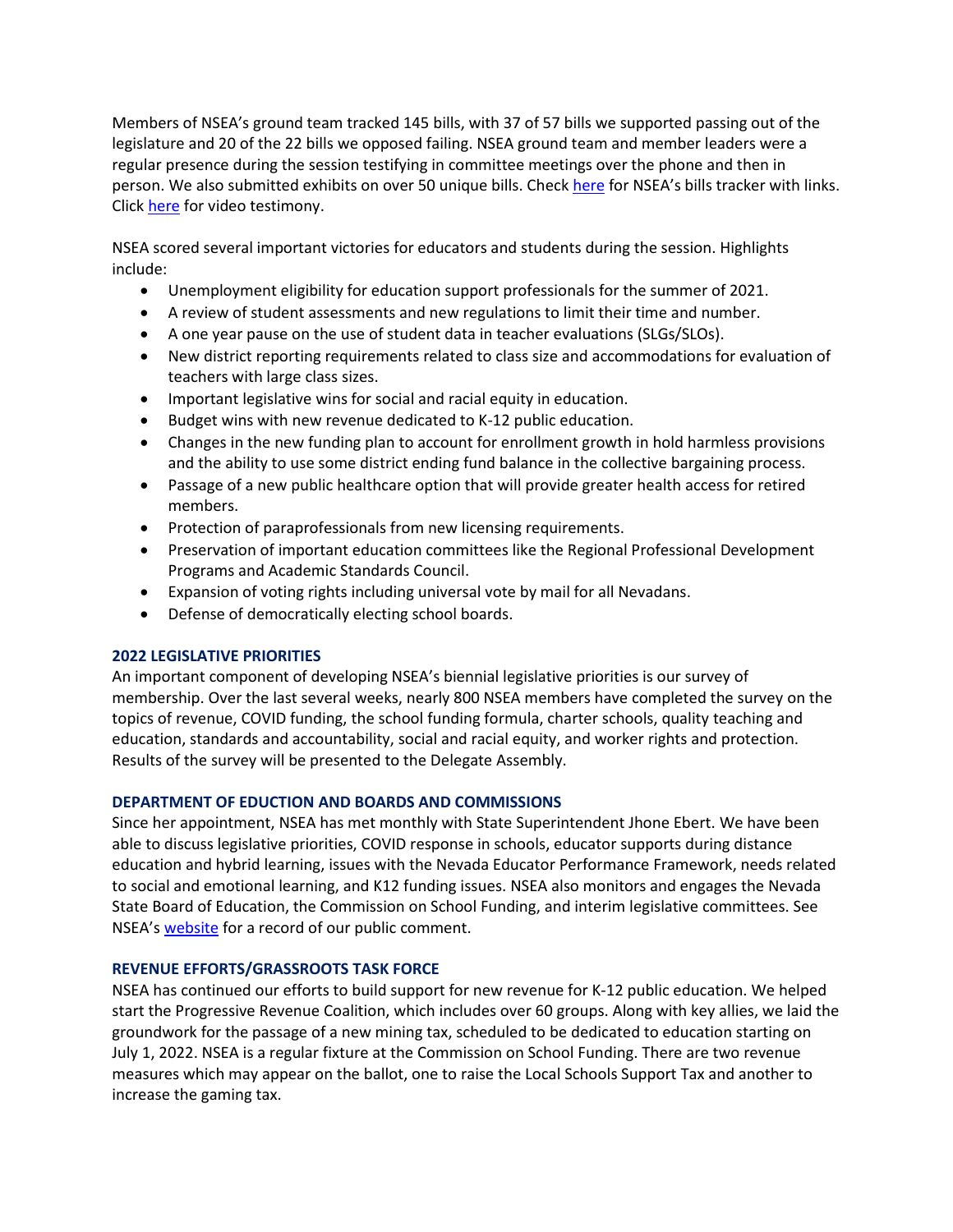Members of NSEA's ground team tracked 145 bills, with 37 of 57 bills we supported passing out of the legislature and 20 of the 22 bills we opposed failing. NSEA ground team and member leaders were a regular presence during the session testifying in committee meetings over the phone and then in person. We also submitted exhibits on over 50 unique bills. Check [here](#) for NSEA's bills tracker with links. Click [here](#) for video testimony.

NSEA scored several important victories for educators and students during the session. Highlights include:

- Unemployment eligibility for education support professionals for the summer of 2021.
- A review of student assessments and new regulations to limit their time and number.
- A one year pause on the use of student data in teacher evaluations (SLGs/SLOs).
- New district reporting requirements related to class size and accommodations for evaluation of teachers with large class sizes.
- Important legislative wins for social and racial equity in education.
- Budget wins with new revenue dedicated to K-12 public education.
- Changes in the new funding plan to account for enrollment growth in hold harmless provisions and the ability to use some district ending fund balance in the collective bargaining process.
- Passage of a new public healthcare option that will provide greater health access for retired members.
- Protection of paraprofessionals from new licensing requirements.
- Preservation of important education committees like the Regional Professional Development Programs and Academic Standards Council.
- Expansion of voting rights including universal vote by mail for all Nevadans.
- Defense of democratically electing school boards.

### 2022 LEGISLATIVE PRIORITIES

An important component of developing NSEA's biennial legislative priorities is our survey of membership. Over the last several weeks, nearly 800 NSEA members have completed the survey on the topics of revenue, COVID funding, the school funding formula, charter schools, quality teaching and education, standards and accountability, social and racial equity, and worker rights and protection. Results of the survey will be presented to the Delegate Assembly.

### DEPARTMENT OF EDUCTION AND BOARDS AND COMMISSIONS

Since her appointment, NSEA has met monthly with State Superintendent Jhone Ebert. We have been able to discuss legislative priorities, COVID response in schools, educator supports during distance education and hybrid learning, issues with the Nevada Educator Performance Framework, needs related to social and emotional learning, and K12 funding issues. NSEA also monitors and engages the Nevada State Board of Education, the Commission on School Funding, and interim legislative committees. See NSEA's [website](#) for a record of our public comment.

### REVENUE EFFORTS/GRASSROOTS TASK FORCE

NSEA has continued our efforts to build support for new revenue for K-12 public education. We helped start the Progressive Revenue Coalition, which includes over 60 groups. Along with key allies, we laid the groundwork for the passage of a new mining tax, scheduled to be dedicated to education starting on July 1, 2022. NSEA is a regular fixture at the Commission on School Funding. There are two revenue measures which may appear on the ballot, one to raise the Local Schools Support Tax and another to increase the gaming tax.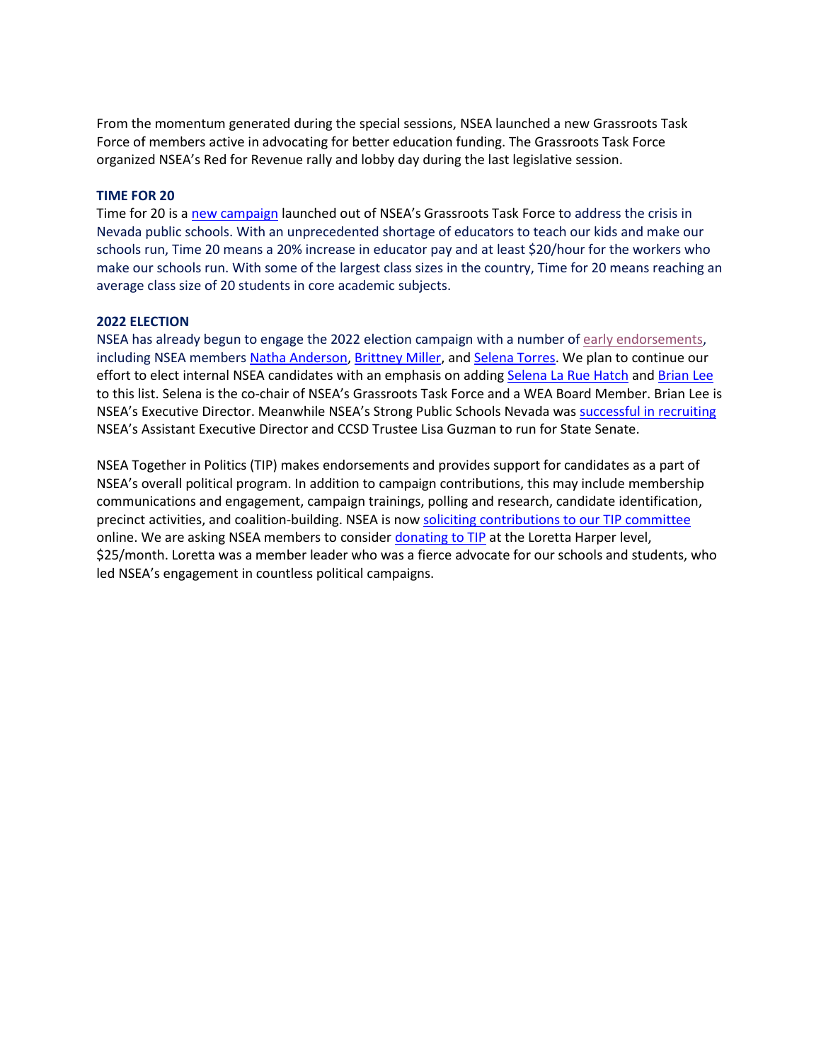From the momentum generated during the special sessions, NSEA launched a new Grassroots Task Force of members active in advocating for better education funding. The Grassroots Task Force organized NSEA's Red for Revenue rally and lobby day during the last legislative session.

**TIME FOR 20**

Time for 20 is a new campaign launched out of NSEA's Grassroots Task Force to address the crisis in Nevada public schools. With an unprecedented shortage of educators to teach our kids and make our schools run, Time 20 means a 20% increase in educator pay and at least $20/hour for the workers who make our schools run. With some of the largest class sizes in the country, Time for 20 means reaching an average class size of 20 students in core academic subjects.

**2022 ELECTION**

NSEA has already begun to engage the 2022 election campaign with a number of early endorsements, including NSEA members Natha Anderson, Brittney Miller, and Selena Torres. We plan to continue our effort to elect internal NSEA candidates with an emphasis on adding Selena La Rue Hatch and Brian Lee to this list. Selena is the co-chair of NSEA's Grassroots Task Force and a WEA Board Member. Brian Lee is NSEA's Executive Director. Meanwhile NSEA's Strong Public Schools Nevada was successful in recruiting NSEA's Assistant Executive Director and CCSD Trustee Lisa Guzman to run for State Senate.

NSEA Together in Politics (TIP) makes endorsements and provides support for candidates as a part of NSEA's overall political program. In addition to campaign contributions, this may include membership communications and engagement, campaign trainings, polling and research, candidate identification, precinct activities, and coalition-building. NSEA is now soliciting contributions to our TIP committee online. We are asking NSEA members to consider donating to TIP at the Loretta Harper level, $25/month. Loretta was a member leader who was a fierce advocate for our schools and students, who led NSEA's engagement in countless political campaigns.